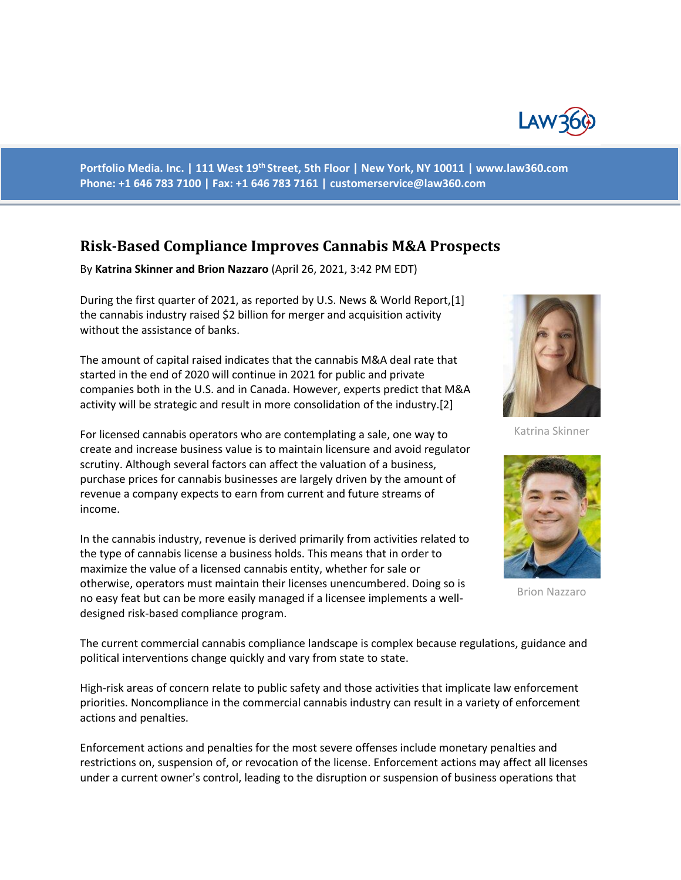Portfolio Media. Inc. | 111 West 19th Street, 5th Floor | New York, NY 10011 | www.law360.com
Phone: +1 646 783 7100 | Fax: +1 646 783 7161 | customerservice@law360.com

# Risk-Based Compliance Improves Cannabis M&A Prospects

By **Katrina Skinner and Brion Nazzaro** (April 26, 2021, 3:42 PM EDT)

During the first quarter of 2021, as reported by U.S. News & World Report,[1] the cannabis industry raised $2 billion for merger and acquisition activity without the assistance of banks.

The amount of capital raised indicates that the cannabis M&A deal rate that started in the end of 2020 will continue in 2021 for public and private companies both in the U.S. and in Canada. However, experts predict that M&A activity will be strategic and result in more consolidation of the industry.[2]

Katrina Skinner

Brion Nazzaro

For licensed cannabis operators who are contemplating a sale, one way to create and increase business value is to maintain licensure and avoid regulator scrutiny. Although several factors can affect the valuation of a business, purchase prices for cannabis businesses are largely driven by the amount of revenue a company expects to earn from current and future streams of income.

In the cannabis industry, revenue is derived primarily from activities related to the type of cannabis license a business holds. This means that in order to maximize the value of a licensed cannabis entity, whether for sale or otherwise, operators must maintain their licenses unencumbered. Doing so is no easy feat but can be more easily managed if a licensee implements a well-designed risk-based compliance program.

The current commercial cannabis compliance landscape is complex because regulations, guidance and political interventions change quickly and vary from state to state.

High-risk areas of concern relate to public safety and those activities that implicate law enforcement priorities. Noncompliance in the commercial cannabis industry can result in a variety of enforcement actions and penalties.

Enforcement actions and penalties for the most severe offenses include monetary penalties and restrictions on, suspension of, or revocation of the license. Enforcement actions may affect all licenses under a current owner's control, leading to the disruption or suspension of business operations that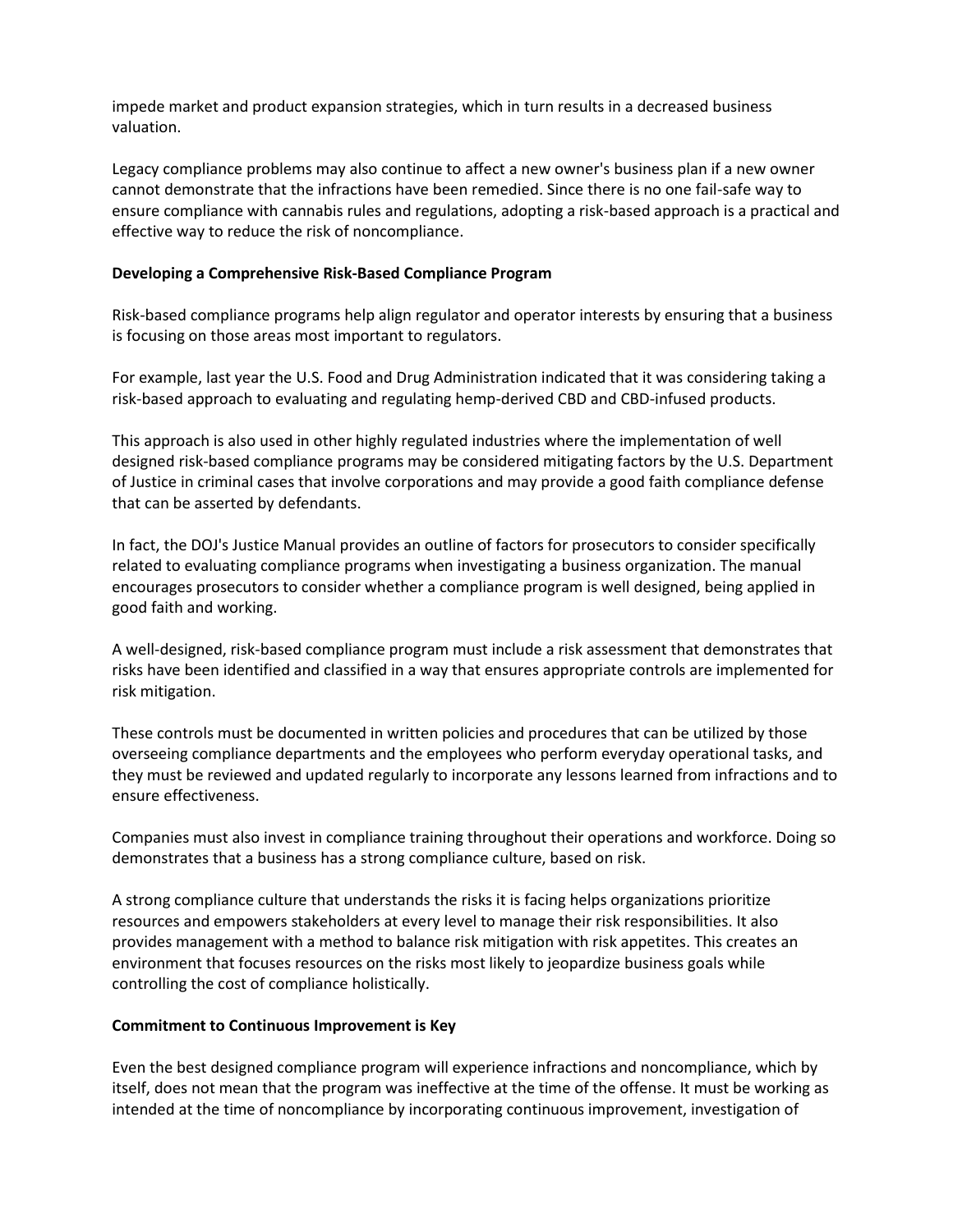impede market and product expansion strategies, which in turn results in a decreased business valuation.

Legacy compliance problems may also continue to affect a new owner's business plan if a new owner cannot demonstrate that the infractions have been remedied. Since there is no one fail-safe way to ensure compliance with cannabis rules and regulations, adopting a risk-based approach is a practical and effective way to reduce the risk of noncompliance.

**Developing a Comprehensive Risk-Based Compliance Program**

Risk-based compliance programs help align regulator and operator interests by ensuring that a business is focusing on those areas most important to regulators.

For example, last year the U.S. Food and Drug Administration indicated that it was considering taking a risk-based approach to evaluating and regulating hemp-derived CBD and CBD-infused products.

This approach is also used in other highly regulated industries where the implementation of well designed risk-based compliance programs may be considered mitigating factors by the U.S. Department of Justice in criminal cases that involve corporations and may provide a good faith compliance defense that can be asserted by defendants.

In fact, the DOJ's Justice Manual provides an outline of factors for prosecutors to consider specifically related to evaluating compliance programs when investigating a business organization. The manual encourages prosecutors to consider whether a compliance program is well designed, being applied in good faith and working.

A well-designed, risk-based compliance program must include a risk assessment that demonstrates that risks have been identified and classified in a way that ensures appropriate controls are implemented for risk mitigation.

These controls must be documented in written policies and procedures that can be utilized by those overseeing compliance departments and the employees who perform everyday operational tasks, and they must be reviewed and updated regularly to incorporate any lessons learned from infractions and to ensure effectiveness.

Companies must also invest in compliance training throughout their operations and workforce. Doing so demonstrates that a business has a strong compliance culture, based on risk.

A strong compliance culture that understands the risks it is facing helps organizations prioritize resources and empowers stakeholders at every level to manage their risk responsibilities. It also provides management with a method to balance risk mitigation with risk appetites. This creates an environment that focuses resources on the risks most likely to jeopardize business goals while controlling the cost of compliance holistically.

**Commitment to Continuous Improvement is Key**

Even the best designed compliance program will experience infractions and noncompliance, which by itself, does not mean that the program was ineffective at the time of the offense. It must be working as intended at the time of noncompliance by incorporating continuous improvement, investigation of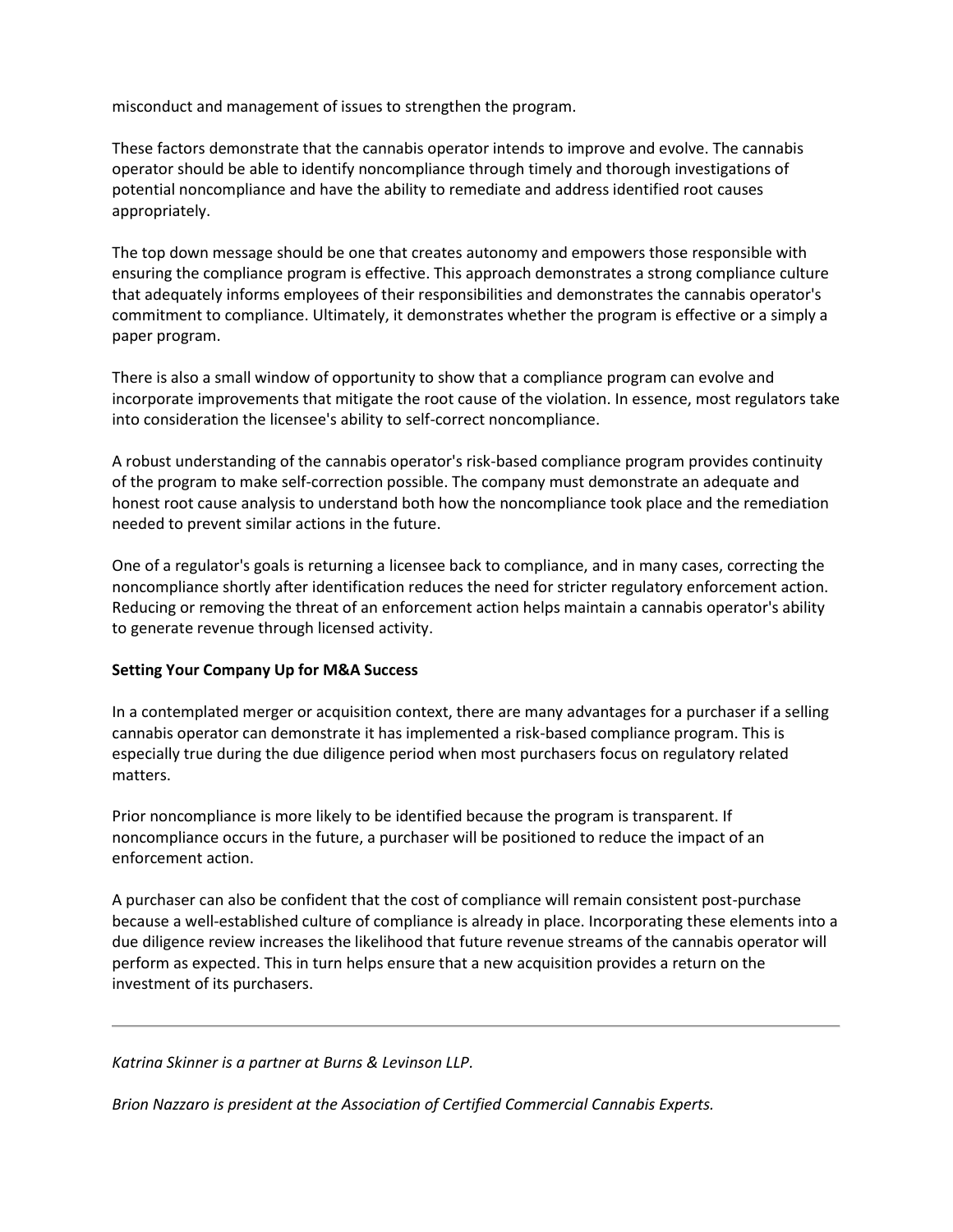misconduct and management of issues to strengthen the program.

These factors demonstrate that the cannabis operator intends to improve and evolve. The cannabis operator should be able to identify noncompliance through timely and thorough investigations of potential noncompliance and have the ability to remediate and address identified root causes appropriately.

The top down message should be one that creates autonomy and empowers those responsible with ensuring the compliance program is effective. This approach demonstrates a strong compliance culture that adequately informs employees of their responsibilities and demonstrates the cannabis operator's commitment to compliance. Ultimately, it demonstrates whether the program is effective or a simply a paper program.

There is also a small window of opportunity to show that a compliance program can evolve and incorporate improvements that mitigate the root cause of the violation. In essence, most regulators take into consideration the licensee's ability to self-correct noncompliance.

A robust understanding of the cannabis operator's risk-based compliance program provides continuity of the program to make self-correction possible. The company must demonstrate an adequate and honest root cause analysis to understand both how the noncompliance took place and the remediation needed to prevent similar actions in the future.

One of a regulator's goals is returning a licensee back to compliance, and in many cases, correcting the noncompliance shortly after identification reduces the need for stricter regulatory enforcement action. Reducing or removing the threat of an enforcement action helps maintain a cannabis operator's ability to generate revenue through licensed activity.

**Setting Your Company Up for M&A Success**

In a contemplated merger or acquisition context, there are many advantages for a purchaser if a selling cannabis operator can demonstrate it has implemented a risk-based compliance program. This is especially true during the due diligence period when most purchasers focus on regulatory related matters.

Prior noncompliance is more likely to be identified because the program is transparent. If noncompliance occurs in the future, a purchaser will be positioned to reduce the impact of an enforcement action.

A purchaser can also be confident that the cost of compliance will remain consistent post-purchase because a well-established culture of compliance is already in place. Incorporating these elements into a due diligence review increases the likelihood that future revenue streams of the cannabis operator will perform as expected. This in turn helps ensure that a new acquisition provides a return on the investment of its purchasers.

---

*Katrina Skinner is a partner at Burns & Levinson LLP.*

*Brion Nazzaro is president at the Association of Certified Commercial Cannabis Experts.*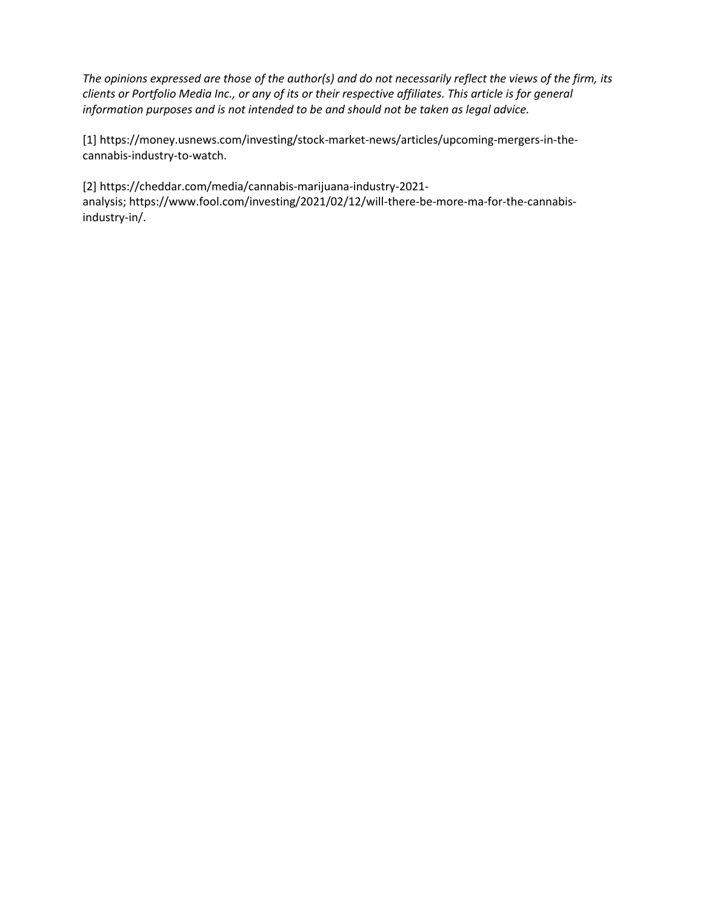*The opinions expressed are those of the author(s) and do not necessarily reflect the views of the firm, its clients or Portfolio Media Inc., or any of its or their respective affiliates. This article is for general information purposes and is not intended to be and should not be taken as legal advice.*

[1] https://money.usnews.com/investing/stock-market-news/articles/upcoming-mergers-in-the-cannabis-industry-to-watch.

[2] https://cheddar.com/media/cannabis-marijuana-industry-2021-analysis; https://www.fool.com/investing/2021/02/12/will-there-be-more-ma-for-the-cannabis-industry-in/.